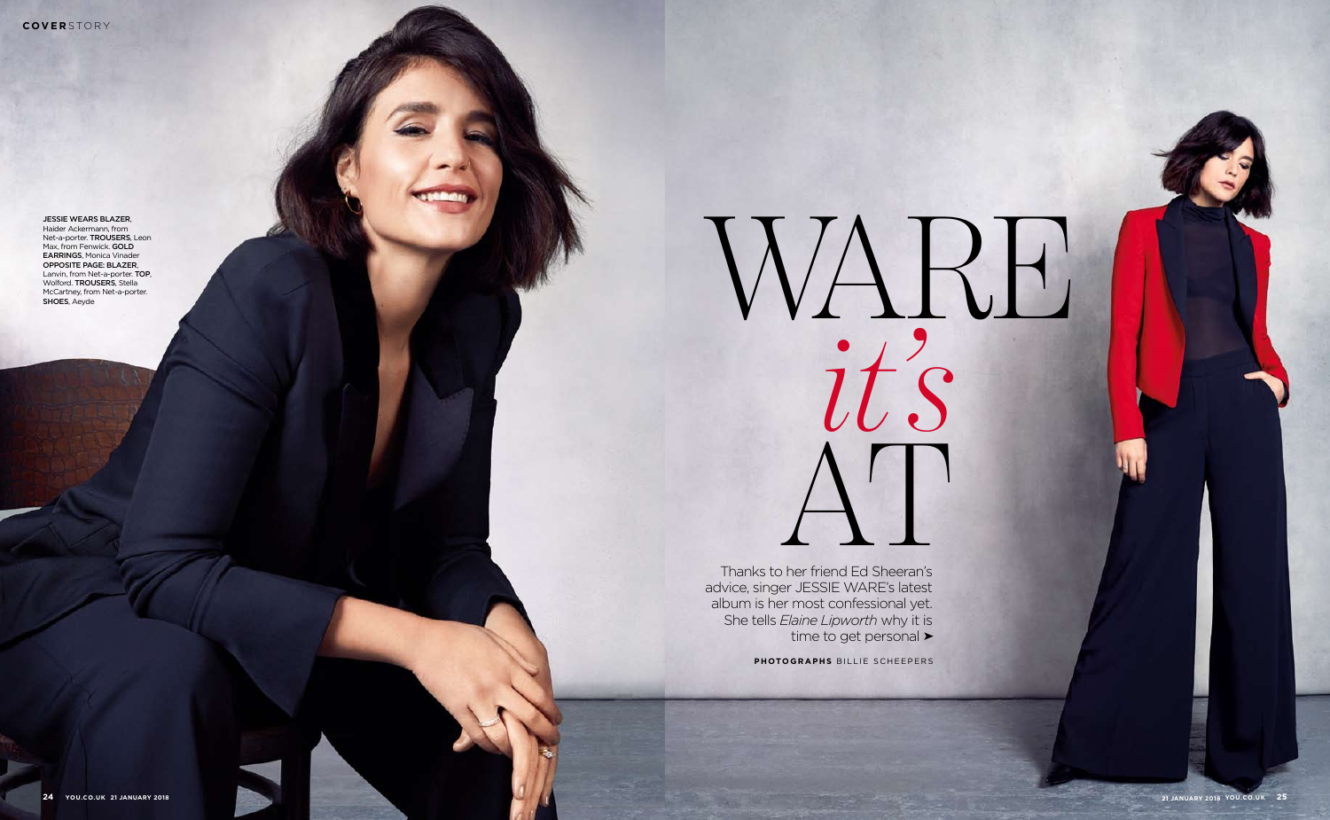COVERSTORY

# WARE *it's* AT

Thanks to her friend Ed Sheeran's advice, singer JESSIE WARE's latest album is her most confessional yet. She tells *Elaine Lipworth* why it is time to get personal ➤

**PHOTOGRAPHS** BILLIE SCHEEPERS

**JESSIE WEARS BLAZER**, Haider Ackermann, from Net-a-porter. **TROUSERS**, Leon Max, from Fenwick. **GOLD EARRINGS**, Monica Vinader **OPPOSITE PAGE: BLAZER**, Lanvin, from Net-a-porter. **TOP**, Wolford. **TROUSERS**, Stella McCartney, from Net-a-porter. **SHOES**, Aeyde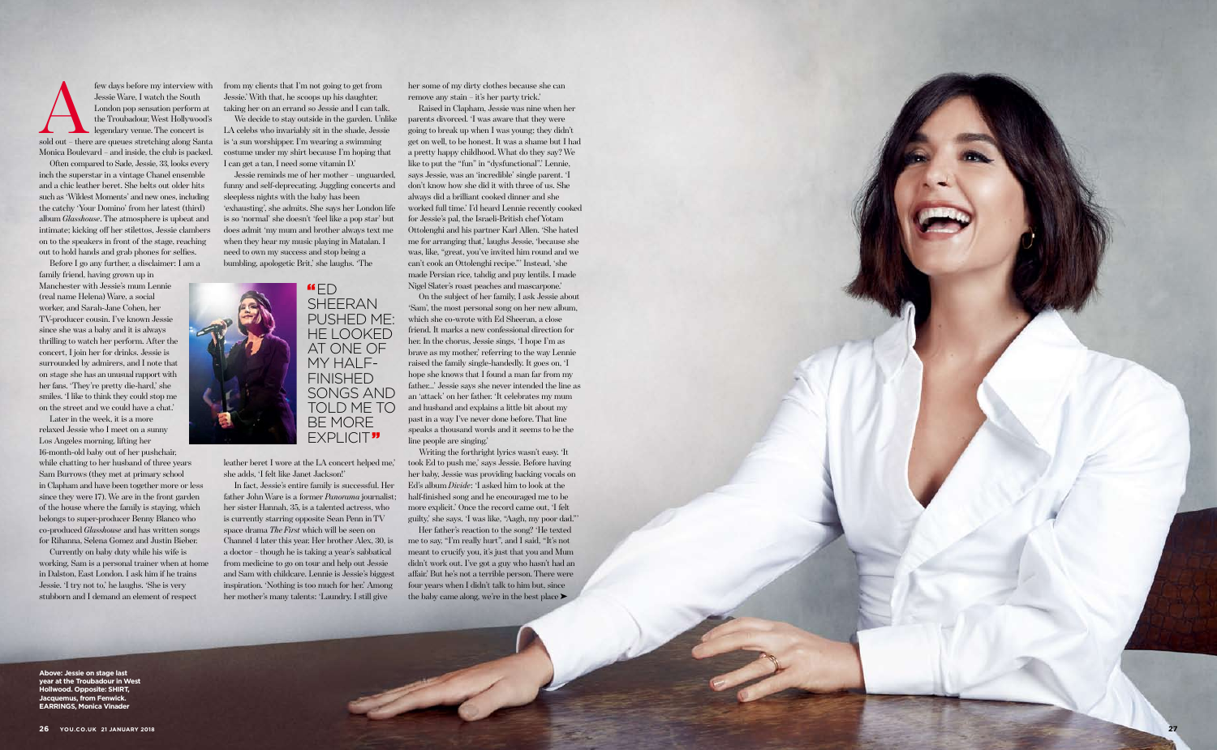A few days before my interview with Jessie Ware, I watch the South London pop sensation perform at the Troubadour, West Hollywood's legendary venue. The concert is sold out – there are queues stretching along Santa Monica Boulevard – and inside, the club is packed.

Often compared to Sade, Jessie, 33, looks every inch the superstar in a vintage Chanel ensemble and a chic leather beret. She belts out older hits such as 'Wildest Moments' and new ones, including the catchy 'Your Domino' from her latest (third) album *Glasshouse*. The atmosphere is upbeat and intimate; kicking off her stilettos, Jessie clambers on to the speakers in front of the stage, reaching out to hold hands and grab phones for selfies.

Before I go any further, a disclaimer: I am a family friend, having grown up in Manchester with Jessie's mum Lennie (real name Helena) Ware, a social worker, and Sarah-Jane Cohen, her TV-producer cousin. I've known Jessie since she was a baby and it is always thrilling to watch her perform. After the concert, I join her for drinks. Jessie is surrounded by admirers, and I note that on stage she has an unusual rapport with her fans. 'They're pretty die-hard,' she smiles. 'I like to think they could stop me on the street and we could have a chat.'

Later in the week, it is a more relaxed Jessie who I meet on a sunny Los Angeles morning, lifting her 16-month-old baby out of her pushchair, while chatting to her husband of three years Sam Burrows (they met at primary school in Clapham and have been together more or less since they were 17). We are in the front garden of the house where the family is staying, which belongs to super-producer Benny Blanco who co-produced *Glasshouse* and has written songs for Rihanna, Selena Gomez and Justin Bieber.

Currently on baby duty while his wife is working, Sam is a personal trainer when at home in Dalston, East London. I ask him if he trains Jessie. 'I try not to,' he laughs. 'She is very stubborn and I demand an element of respect from my clients that I'm not going to get from Jessie.' With that, he scoops up his daughter, taking her on an errand so Jessie and I can talk.

We decide to stay outside in the garden. Unlike LA celebs who invariably sit in the shade, Jessie is 'a sun worshipper. I'm wearing a swimming costume under my shirt because I'm hoping that I can get a tan. I need some vitamin D.'

Jessie reminds me of her mother – unguarded, funny and self-deprecating. Juggling concerts and sleepless nights with the baby has been 'exhausting', she admits. She says her London life is so 'normal' she doesn't 'feel like a pop star' but does admit 'my mum and brother always text me when they hear my music playing in Matalan. I need to own my success and stop being a bumbling, apologetic Brit,' she laughs. 'The leather beret I wore at the LA concert helped me,' she adds. 'I felt like Janet Jackson!'

> "ED SHEERAN PUSHED ME: HE LOOKED AT ONE OF MY HALF-FINISHED SONGS AND TOLD ME TO BE MORE EXPLICIT"

In fact, Jessie's entire family is successful. Her father John Ware is a former *Panorama* journalist; her sister Hannah, 35, is a talented actress, who is currently starring opposite Sean Penn in TV space drama *The First* which will be seen on Channel 4 later this year. Her brother Alex, 30, is a doctor – though he is taking a year's sabbatical from medicine to go on tour and help out Jessie and Sam with childcare. Lennie is Jessie's biggest inspiration. 'Nothing is too much for her.' Among her mother's many talents: 'Laundry. I still give her some of my dirty clothes because she can remove any stain – it's her party trick.'

Raised in Clapham, Jessie was nine when her parents divorced. 'I was aware that they were going to break up when I was young; they didn't get on well, to be honest. It was a shame but I had a pretty happy childhood. What do they say? We like to put the "fun" in "dysfunctional".' Lennie, says Jessie, was an 'incredible' single parent. 'I don't know how she did it with three of us. She always did a brilliant cooked dinner and she worked full time.' I'd heard Lennie recently cooked for Jessie's pal, the Israeli-British chef Yotam Ottolenghi and his partner Karl Allen. 'She hated me for arranging that,' laughs Jessie, 'because she was, like, "great, you've invited him round and we can't cook an Ottolenghi recipe."' Instead, 'she made Persian rice, tahdig and puy lentils. I made Nigel Slater's roast peaches and mascarpone.'

On the subject of her family, I ask Jessie about 'Sam', the most personal song on her new album, which she co-wrote with Ed Sheeran, a close friend. It marks a new confessional direction for her. In the chorus, Jessie sings, 'I hope I'm as brave as my mother,' referring to the way Lennie raised the family single-handedly. It goes on, 'I hope she knows that I found a man far from my father...' Jessie says she never intended the line as an 'attack' on her father. 'It celebrates my mum and husband and explains a little bit about my past in a way I've never done before. That line speaks a thousand words and it seems to be the line people are singing.'

Writing the forthright lyrics wasn't easy. 'It took Ed to push me,' says Jessie. Before having her baby, Jessie was providing backing vocals on Ed's album *Divide*: 'I asked him to look at the half-finished song and he encouraged me to be more explicit.' Once the record came out, 'I felt guilty,' she says. 'I was like, "Aagh, my poor dad."'

Her father's reaction to the song? 'He texted me to say, "I'm really hurt", and I said, "It's not meant to crucify you, it's just that you and Mum didn't work out. I've got a guy who hasn't had an affair." But he's not a terrible person. There were four years when I didn't talk to him but, since the baby came along, we're in the best place ➤

**Above: Jessie on stage last year at the Troubadour in West Hollwood. Opposite: SHIRT, Jacquemus, from Fenwick. EARRINGS, Monica Vinader**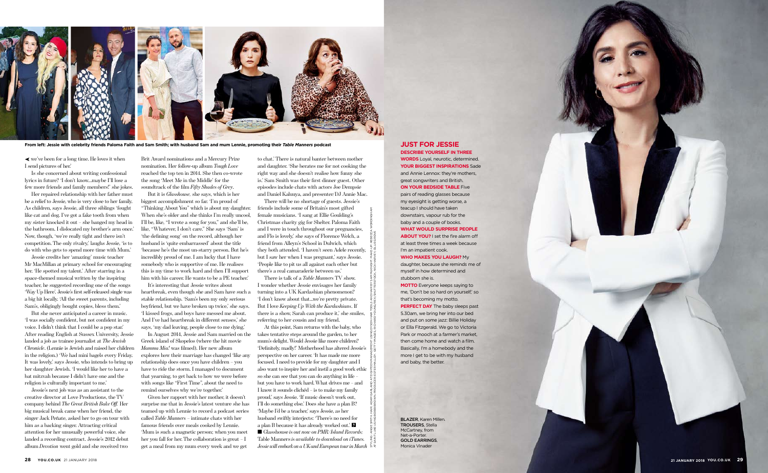From left: Jessie with celebrity friends Paloma Faith and Sam Smith; with husband Sam and mum Lennie, promoting their *Table Manners* podcast

◄ we've been for a long time. He loves it when I send pictures of her.'

Is she concerned about writing confessional lyrics in future? 'I don't know…maybe I'll lose a few more friends and family members!' she jokes.

Her repaired relationship with her father must be a relief to Jessie, who is very close to her family. As children, says Jessie, all three siblings 'fought like cat and dog. I've got a fake tooth from when my sister knocked it out – she banged my head in the bathroom. I dislocated my brother's arm once.' Now, though, 'we're really tight and there isn't competition. The only rivalry,' laughs Jessie, 'is to do with who gets to spend more time with Mum.'

Jessie credits her 'amazing' music teacher Mr MacMillan at primary school for encouraging her. 'He spotted my talent.' After starring in a space-themed musical written by the inspiring teacher, he suggested recording one of the songs 'Way Up Here'. Jessie's first self-released single was a big hit locally. 'All the sweet parents, including Sam's, obligingly bought copies, bless them.'

But she never anticipated a career in music. 'I was socially confident, but not confident in my voice. I didn't think that I could be a pop star.' After reading English at Sussex University, Jessie landed a job as trainee journalist at *The Jewish Chronicle*. (Lennie is Jewish and raised her children in the religion.) 'We had mini bagels every Friday. It was lovely,' says Jessie, who intends to bring up her daughter Jewish. 'I would like her to have a bat mitzvah because I didn't have one and the religion is culturally important to me.'

Jessie's next job was as an assistant to the creative director at Love Productions, the TV company behind *The Great British Bake Off.* Her big musical break came when her friend, the singer Jack Peñate, asked her to go on tour with him as a backing singer. Attracting critical attention for her unusually powerful voice, she landed a recording contract. Jessie's 2012 debut album *Devotion* went gold and she received two Brit Award nominations and a Mercury Prize nomination. Her follow-up album *Tough Love* reached the top ten in 2014. She then co-wrote the song 'Meet Me in the Middle' for the soundtrack of the film *Fifty Shades of Grey*.

But it is *Glasshouse*, she says, which is her biggest accomplishment so far. 'I'm proud of "Thinking About You" which is about my daughter. When she's older and she thinks I'm really uncool, I'll be, like, "I wrote a song for you," and she'll be, like, "Whatever, I don't care."' She says 'Sam' is 'the defining song' on the record, although her husband is 'quite embarrassed' about the title 'because he's the most un-starry person. But he's incredibly proud of me. I am lucky that I have somebody who is supportive of me. He realises this is my time to work hard and then I'll support him with his career. He wants to be a PE teacher.'

It's interesting that Jessie writes about heartbreak, even though she and Sam have such a stable relationship. 'Sam's been my only serious boyfriend, but we have broken up twice,' she says. 'I kissed frogs, and boys have messed me about. And I've had heartbreak in different senses,' she says, 'my dad leaving, people close to me dying.'

In August 2014, Jessie and Sam married on the Greek island of Skopelos (where the hit movie *Mamma Mia!* was filmed). Her new album explores how their marriage has changed 'like any relationship does once you have children – you have to ride the storm. I managed to document that yearning, to get back to how we were before with songs like "First Time", about the need to remind ourselves why we're together.'

Given her rapport with her mother, it doesn't surprise me that in Jessie's latest venture she has teamed up with Lennie to record a podcast series called *Table Manners* – intimate chats with her famous friends over meals cooked by Lennie. 'Mum is such a magnetic person; when you meet her you fall for her. The collaboration is great – I get a meal from my mum every week and we get to chat.' There is natural banter between mother and daughter. 'She berates me for not cooking the right way and she doesn't realise how funny she is.' Sam Smith was their first dinner guest. Other episodes include chats with actors Joe Dempsie and Daniel Kaluuya, and presenter DJ Annie Mac.

There will be no shortage of guests. Jessie's friends include some of Britain's most gifted female musicians. 'I sang at Ellie Goulding's Christmas charity gig for Shelter. Paloma Faith and I were in touch throughout our pregnancies, and Flo is lovely,' she says of Florence Welch, a friend from Alleyn's School in Dulwich, which they both attended. 'I haven't seen Adele recently, but I saw her when I was pregnant,' says Jessie. 'People like to pit us all against each other but there's a real camaraderie between us.'

There is talk of a *Table Manners* TV show. I wonder whether Jessie envisages her family turning into a UK Kardashian phenomenon? 'I don't know about that…we're pretty private. But I love *Keeping Up With the Kardashians*. If there is a show, Sarah can produce it,' she smiles, referring to her cousin and my friend.

At this point, Sam returns with the baby, who takes tentative steps around the garden, to her mum's delight. Would Jessie like more children? 'Definitely, madly!' Motherhood has altered Jessie's perspective on her career. 'It has made me more focused. I need to provide for my daughter and I also want to inspire her and instil a good work ethic so she can see that you can do anything in life – but you have to work hard. What drives me – and I know it sounds clichéd – is to make my family proud,' says Jessie. 'If music doesn't work out, I'll do something else.' Does she have a plan B? 'Maybe I'd be a teacher,' says Jessie, as her husband swiftly interjects: 'There's no need for a plan B because it has already worked out.' ■

■ *Glasshouse is out now on PMR/Island Records.* Table Manners *is available to download on iTunes. Jessie will embark on a UK and European tour in March*

STYLING: ANGIE SMITH. HAIR: ADAM GARLAND AT EIGHTEEN MANAGEMENT USING DYSON HAIR TOOLS AND HAIR BY SAM MCKNIGHT. MAKE-UP: REBECCA WORDINGHAM AT SAINT LUKE USING BOBBI BROWN. PRODUCER: ESTER MALLOY. GETTY IMAGES, RICHARD YOUNG/REX/SHUTTERSTOCK, NICK HARVEY, OLLIE GROVE

## JUST FOR JESSIE

**DESCRIBE YOURSELF IN THREE WORDS** Loyal, neurotic, determined.

**YOUR BIGGEST INSPIRATIONS** Sade and Annie Lennox: they're mothers, great songwriters and British.

**ON YOUR BEDSIDE TABLE** Five pairs of reading glasses because my eyesight is getting worse, a teacup I should have taken downstairs, vapour rub for the baby and a couple of books.

**WHAT WOULD SURPRISE PEOPLE ABOUT YOU?** I set the fire alarm off at least three times a week because I'm an impatient cook.

**WHO MAKES YOU LAUGH?** My daughter, because she reminds me of myself in how determined and stubborn she is.

**MOTTO** Everyone keeps saying to me, 'Don't be so hard on yourself,' so that's becoming my motto.

**PERFECT DAY** The baby sleeps past 5.30am, we bring her into our bed and put on some jazz: Billie Holiday or Ella Fitzgerald. We go to Victoria Park or mooch at a farmer's market, then come home and watch a film. Basically, I'm a homebody and the more I get to be with my husband and baby, the better.

**BLAZER**, Karen Millen. **TROUSERS**, Stella McCartney, from Net-a-Porter. **GOLD EARRINGS**, Monica Vinader